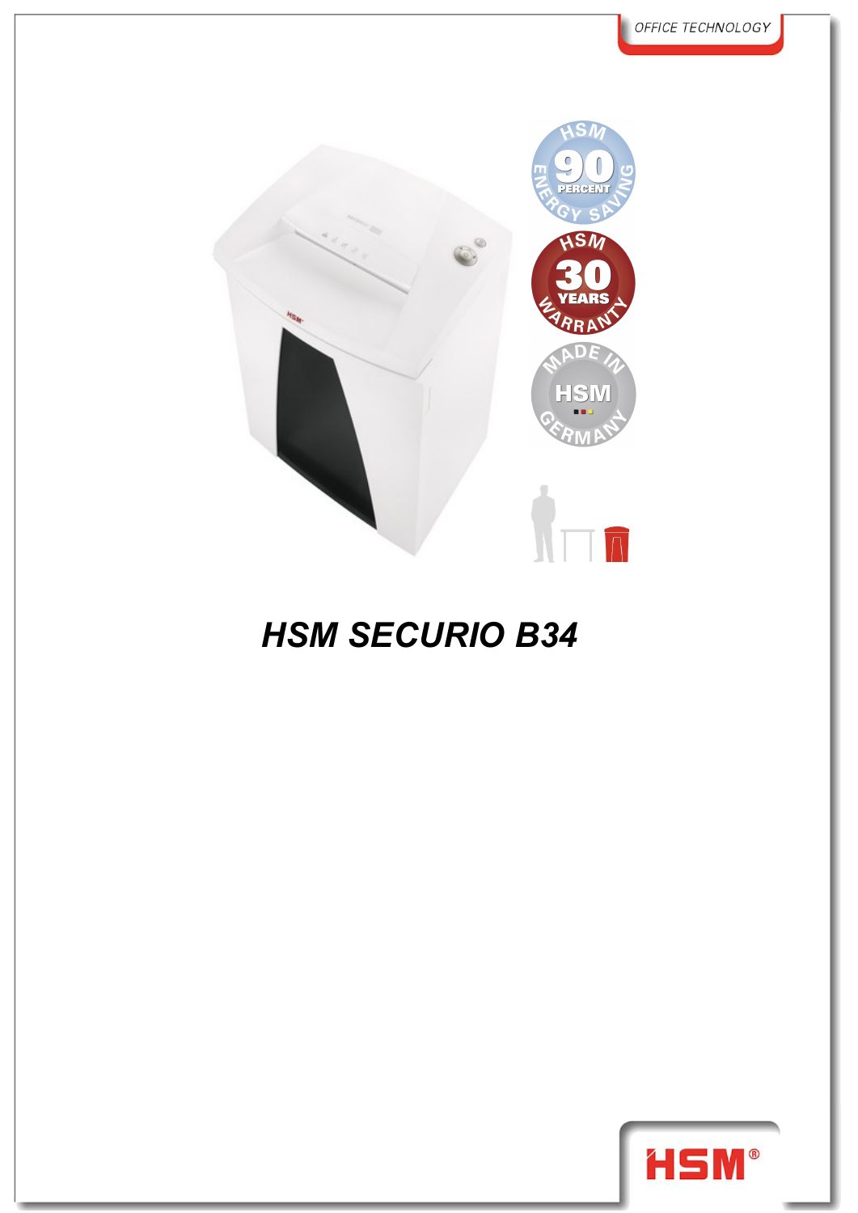OFFICE TECHNOLOGY

HSM 90 PERCENT ENERGY SAVING

HSM 30 YEARS WARRANTY

MADE IN HSM GERMANY

# HSM SECURIO B34

HSM®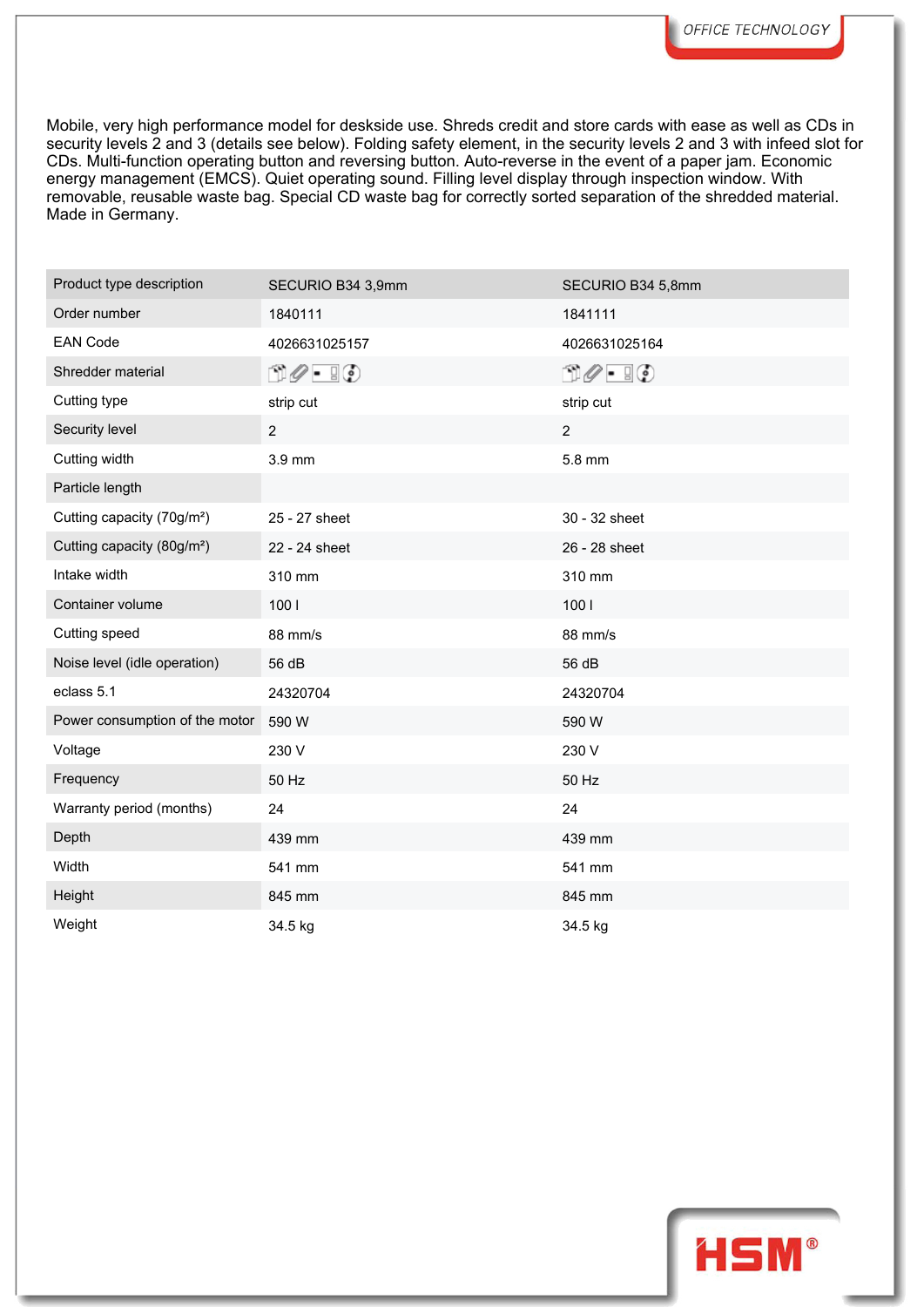Mobile, very high performance model for deskside use. Shreds credit and store cards with ease as well as CDs in security levels 2 and 3 (details see below). Folding safety element, in the security levels 2 and 3 with infeed slot for CDs. Multi-function operating button and reversing button. Auto-reverse in the event of a paper jam. Economic energy management (EMCS). Quiet operating sound. Filling level display through inspection window. With removable, reusable waste bag. Special CD waste bag for correctly sorted separation of the shredded material. Made in Germany.

| Product type description | SECURIO B34 3,9mm | SECURIO B34 5,8mm |
|---|---|---|
| Order number | 1840111 | 1841111 |
| EAN Code | 4026631025157 | 4026631025164 |
| Shredder material | | |
| Cutting type | strip cut | strip cut |
| Security level | 2 | 2 |
| Cutting width | 3.9 mm | 5.8 mm |
| Particle length | | |
| Cutting capacity (70g/m²) | 25 - 27 sheet | 30 - 32 sheet |
| Cutting capacity (80g/m²) | 22 - 24 sheet | 26 - 28 sheet |
| Intake width | 310 mm | 310 mm |
| Container volume | 100 l | 100 l |
| Cutting speed | 88 mm/s | 88 mm/s |
| Noise level (idle operation) | 56 dB | 56 dB |
| eclass 5.1 | 24320704 | 24320704 |
| Power consumption of the motor | 590 W | 590 W |
| Voltage | 230 V | 230 V |
| Frequency | 50 Hz | 50 Hz |
| Warranty period (months) | 24 | 24 |
| Depth | 439 mm | 439 mm |
| Width | 541 mm | 541 mm |
| Height | 845 mm | 845 mm |
| Weight | 34.5 kg | 34.5 kg |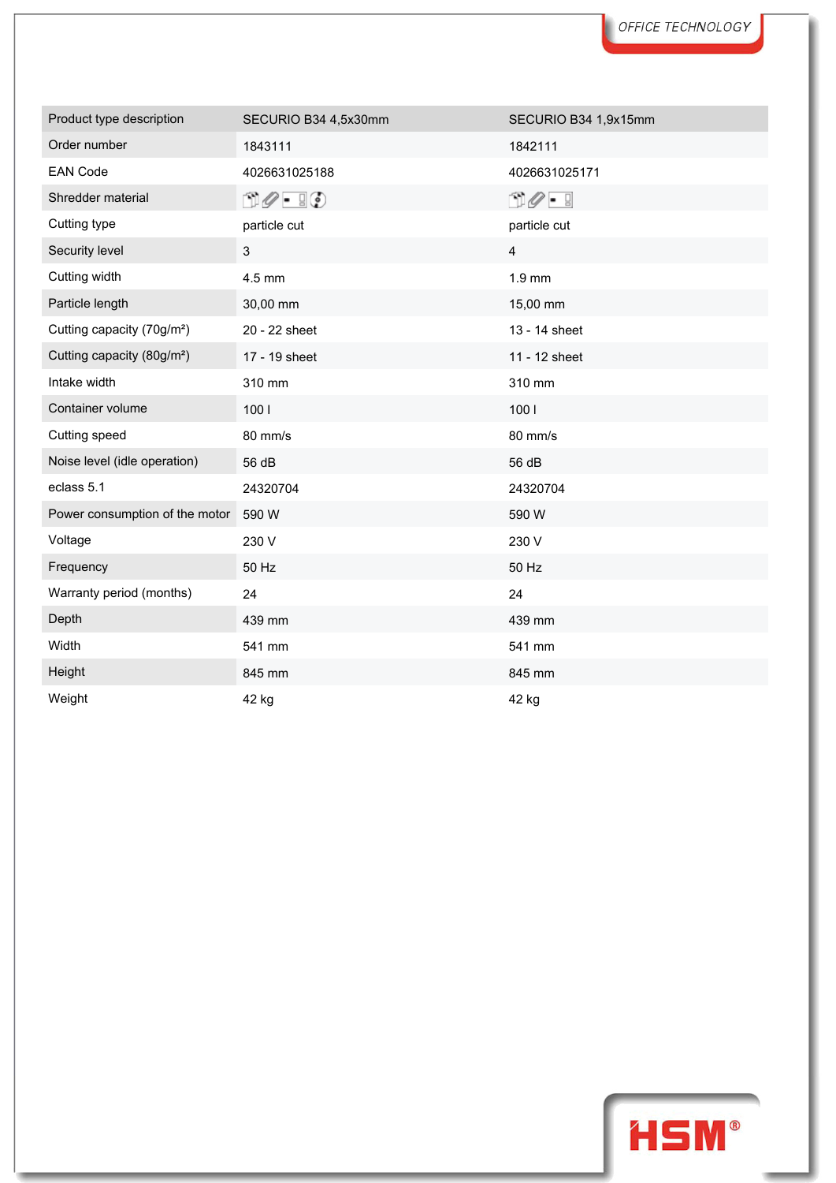| Product type description | SECURIO B34 4,5x30mm | SECURIO B34 1,9x15mm |
|---|---|---|
| Order number | 1843111 | 1842111 |
| EAN Code | 4026631025188 | 4026631025171 |
| Shredder material | | |
| Cutting type | particle cut | particle cut |
| Security level | 3 | 4 |
| Cutting width | 4.5 mm | 1.9 mm |
| Particle length | 30,00 mm | 15,00 mm |
| Cutting capacity (70g/m²) | 20 - 22 sheet | 13 - 14 sheet |
| Cutting capacity (80g/m²) | 17 - 19 sheet | 11 - 12 sheet |
| Intake width | 310 mm | 310 mm |
| Container volume | 100 l | 100 l |
| Cutting speed | 80 mm/s | 80 mm/s |
| Noise level (idle operation) | 56 dB | 56 dB |
| eclass 5.1 | 24320704 | 24320704 |
| Power consumption of the motor | 590 W | 590 W |
| Voltage | 230 V | 230 V |
| Frequency | 50 Hz | 50 Hz |
| Warranty period (months) | 24 | 24 |
| Depth | 439 mm | 439 mm |
| Width | 541 mm | 541 mm |
| Height | 845 mm | 845 mm |
| Weight | 42 kg | 42 kg |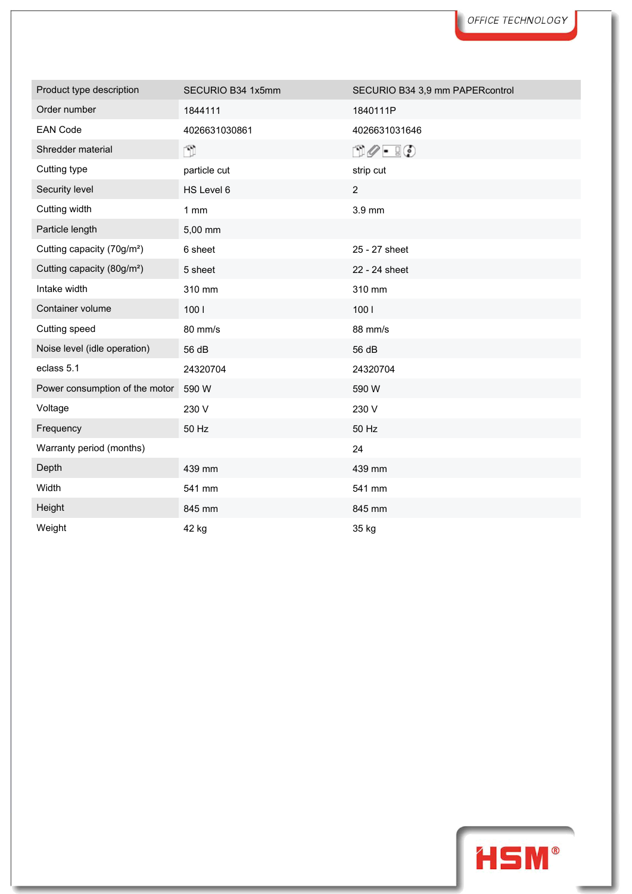| Product type description | SECURIO B34 1x5mm | SECURIO B34 3,9 mm PAPERcontrol |
|---|---|---|
| Order number | 1844111 | 1840111P |
| EAN Code | 4026631030861 | 4026631031646 |
| Shredder material | | |
| Cutting type | particle cut | strip cut |
| Security level | HS Level 6 | 2 |
| Cutting width | 1 mm | 3.9 mm |
| Particle length | 5,00 mm | |
| Cutting capacity (70g/m²) | 6 sheet | 25 - 27 sheet |
| Cutting capacity (80g/m²) | 5 sheet | 22 - 24 sheet |
| Intake width | 310 mm | 310 mm |
| Container volume | 100 l | 100 l |
| Cutting speed | 80 mm/s | 88 mm/s |
| Noise level (idle operation) | 56 dB | 56 dB |
| eclass 5.1 | 24320704 | 24320704 |
| Power consumption of the motor | 590 W | 590 W |
| Voltage | 230 V | 230 V |
| Frequency | 50 Hz | 50 Hz |
| Warranty period (months) | | 24 |
| Depth | 439 mm | 439 mm |
| Width | 541 mm | 541 mm |
| Height | 845 mm | 845 mm |
| Weight | 42 kg | 35 kg |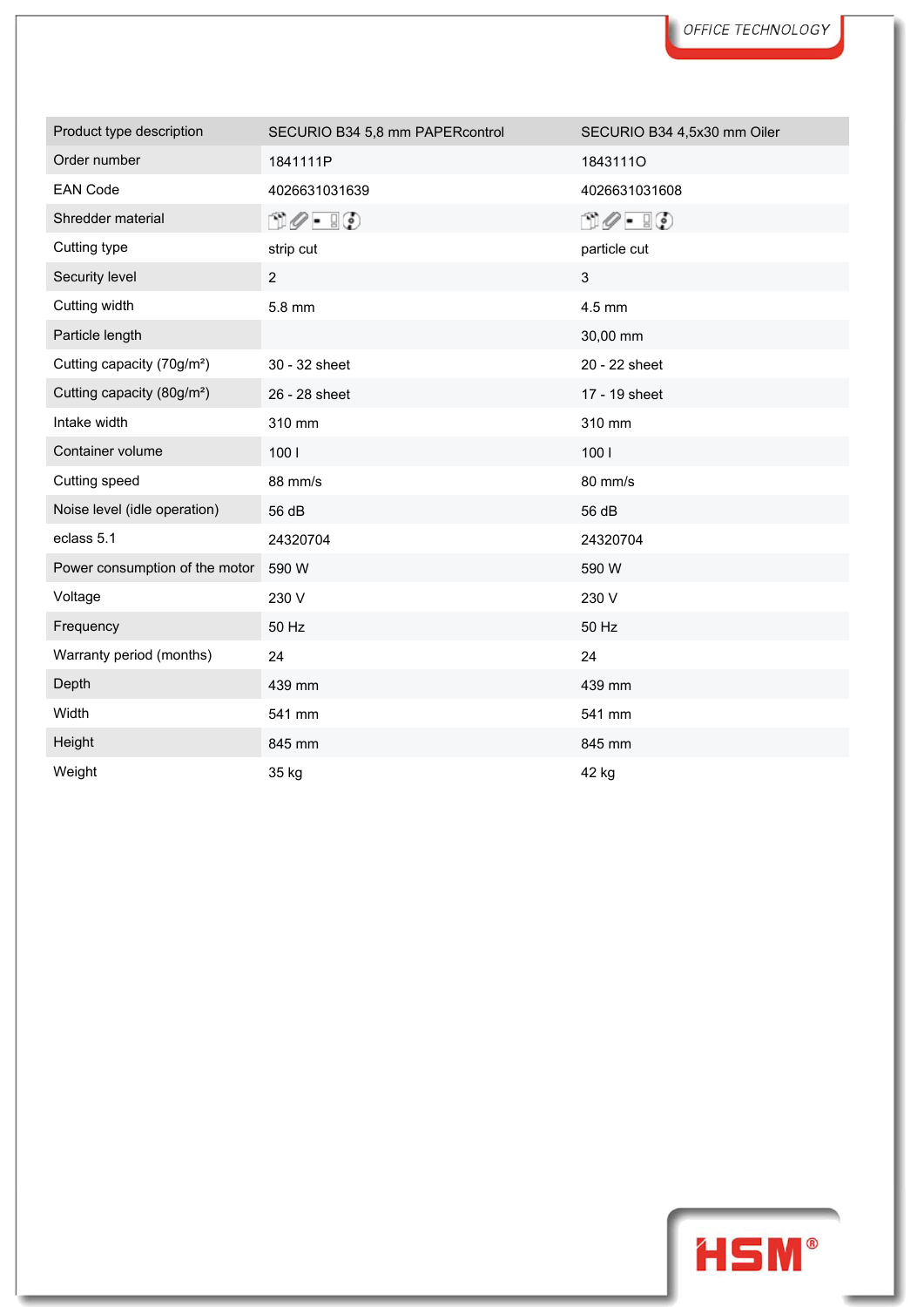| Product type description | SECURIO B34 5,8 mm PAPERcontrol | SECURIO B34 4,5x30 mm Oiler |
|---|---|---|
| Order number | 1841111P | 1843111O |
| EAN Code | 4026631031639 | 4026631031608 |
| Shredder material | | |
| Cutting type | strip cut | particle cut |
| Security level | 2 | 3 |
| Cutting width | 5.8 mm | 4.5 mm |
| Particle length | | 30,00 mm |
| Cutting capacity (70g/m²) | 30 - 32 sheet | 20 - 22 sheet |
| Cutting capacity (80g/m²) | 26 - 28 sheet | 17 - 19 sheet |
| Intake width | 310 mm | 310 mm |
| Container volume | 100 l | 100 l |
| Cutting speed | 88 mm/s | 80 mm/s |
| Noise level (idle operation) | 56 dB | 56 dB |
| eclass 5.1 | 24320704 | 24320704 |
| Power consumption of the motor | 590 W | 590 W |
| Voltage | 230 V | 230 V |
| Frequency | 50 Hz | 50 Hz |
| Warranty period (months) | 24 | 24 |
| Depth | 439 mm | 439 mm |
| Width | 541 mm | 541 mm |
| Height | 845 mm | 845 mm |
| Weight | 35 kg | 42 kg |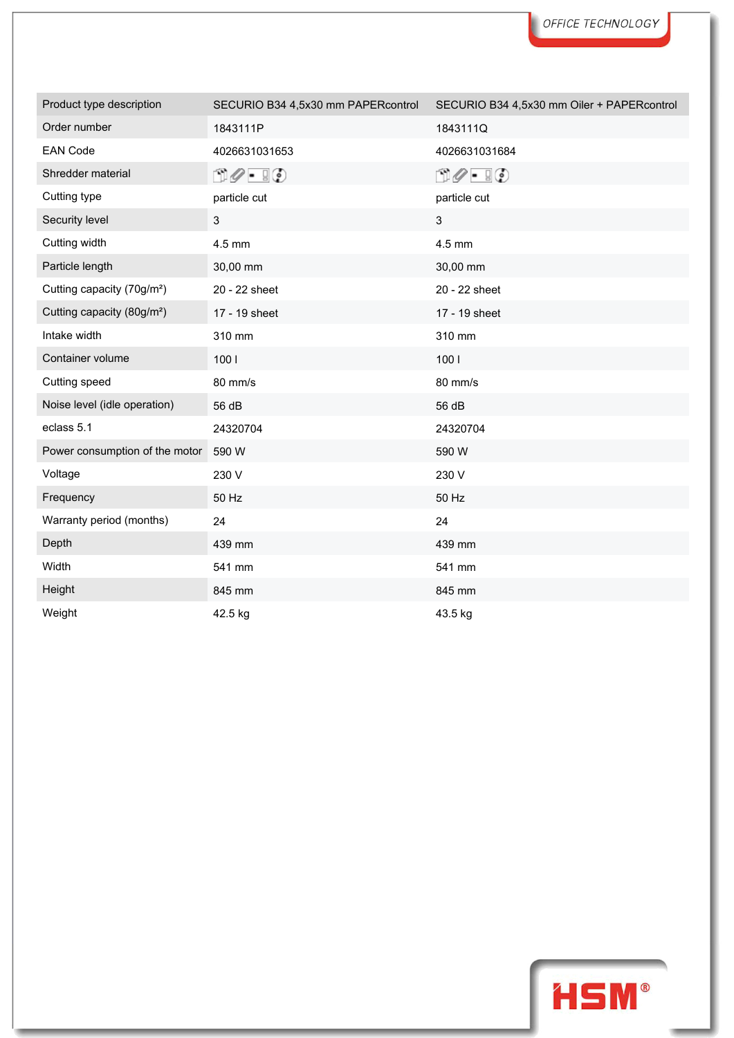| Product type description | SECURIO B34 4,5x30 mm PAPERcontrol | SECURIO B34 4,5x30 mm Oiler + PAPERcontrol |
|---|---|---|
| Order number | 1843111P | 1843111Q |
| EAN Code | 4026631031653 | 4026631031684 |
| Shredder material | | |
| Cutting type | particle cut | particle cut |
| Security level | 3 | 3 |
| Cutting width | 4.5 mm | 4.5 mm |
| Particle length | 30,00 mm | 30,00 mm |
| Cutting capacity (70g/m²) | 20 - 22 sheet | 20 - 22 sheet |
| Cutting capacity (80g/m²) | 17 - 19 sheet | 17 - 19 sheet |
| Intake width | 310 mm | 310 mm |
| Container volume | 100 l | 100 l |
| Cutting speed | 80 mm/s | 80 mm/s |
| Noise level (idle operation) | 56 dB | 56 dB |
| eclass 5.1 | 24320704 | 24320704 |
| Power consumption of the motor | 590 W | 590 W |
| Voltage | 230 V | 230 V |
| Frequency | 50 Hz | 50 Hz |
| Warranty period (months) | 24 | 24 |
| Depth | 439 mm | 439 mm |
| Width | 541 mm | 541 mm |
| Height | 845 mm | 845 mm |
| Weight | 42.5 kg | 43.5 kg |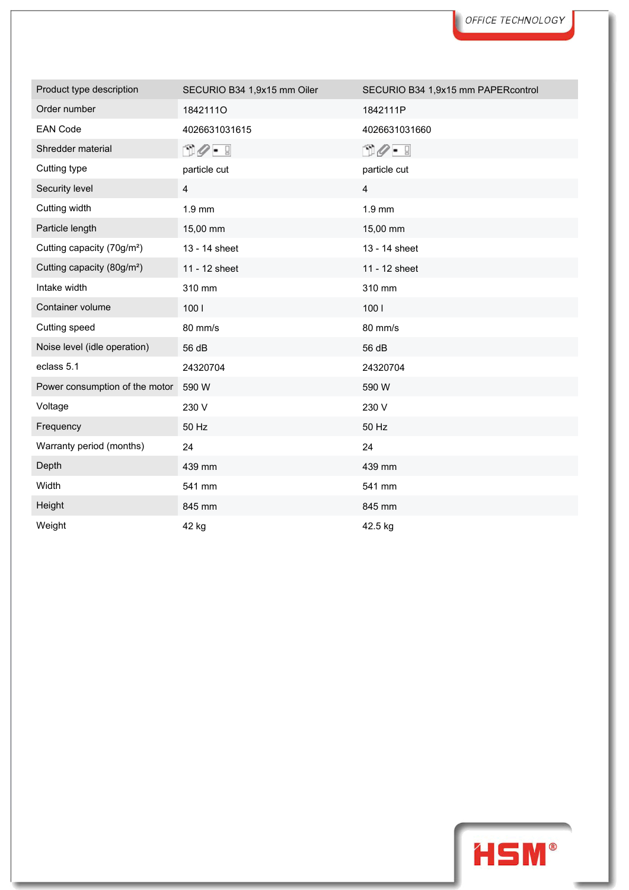| Product type description | SECURIO B34 1,9x15 mm Oiler | SECURIO B34 1,9x15 mm PAPERcontrol |
|---|---|---|
| Order number | 1842111O | 1842111P |
| EAN Code | 4026631031615 | 4026631031660 |
| Shredder material | | |
| Cutting type | particle cut | particle cut |
| Security level | 4 | 4 |
| Cutting width | 1.9 mm | 1.9 mm |
| Particle length | 15,00 mm | 15,00 mm |
| Cutting capacity (70g/m²) | 13 - 14 sheet | 13 - 14 sheet |
| Cutting capacity (80g/m²) | 11 - 12 sheet | 11 - 12 sheet |
| Intake width | 310 mm | 310 mm |
| Container volume | 100 l | 100 l |
| Cutting speed | 80 mm/s | 80 mm/s |
| Noise level (idle operation) | 56 dB | 56 dB |
| eclass 5.1 | 24320704 | 24320704 |
| Power consumption of the motor | 590 W | 590 W |
| Voltage | 230 V | 230 V |
| Frequency | 50 Hz | 50 Hz |
| Warranty period (months) | 24 | 24 |
| Depth | 439 mm | 439 mm |
| Width | 541 mm | 541 mm |
| Height | 845 mm | 845 mm |
| Weight | 42 kg | 42.5 kg |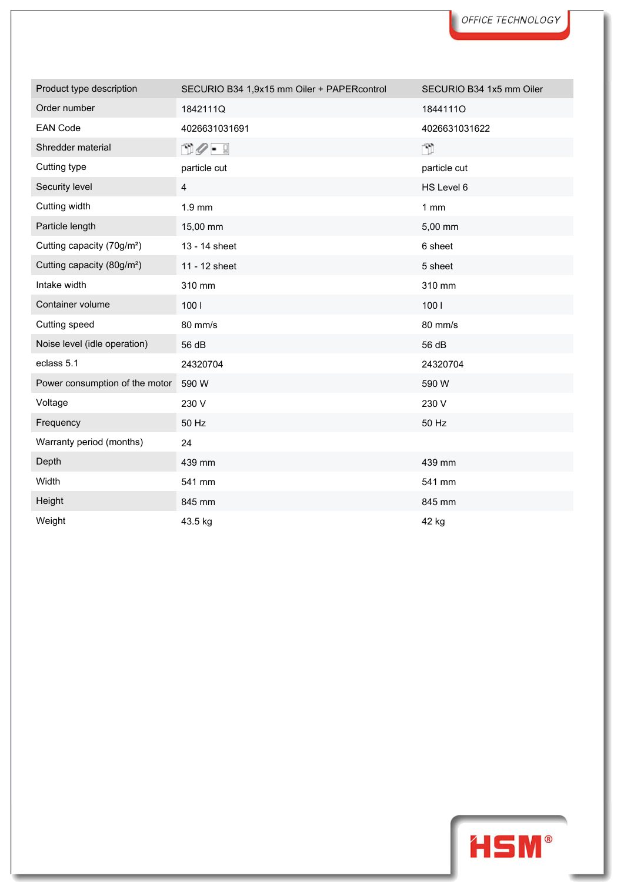| Product type description | SECURIO B34 1,9x15 mm Oiler + PAPERcontrol | SECURIO B34 1x5 mm Oiler |
|---|---|---|
| Order number | 1842111Q | 1844111O |
| EAN Code | 4026631031691 | 4026631031622 |
| Shredder material | | |
| Cutting type | particle cut | particle cut |
| Security level | 4 | HS Level 6 |
| Cutting width | 1.9 mm | 1 mm |
| Particle length | 15,00 mm | 5,00 mm |
| Cutting capacity (70g/m²) | 13 - 14 sheet | 6 sheet |
| Cutting capacity (80g/m²) | 11 - 12 sheet | 5 sheet |
| Intake width | 310 mm | 310 mm |
| Container volume | 100 l | 100 l |
| Cutting speed | 80 mm/s | 80 mm/s |
| Noise level (idle operation) | 56 dB | 56 dB |
| eclass 5.1 | 24320704 | 24320704 |
| Power consumption of the motor | 590 W | 590 W |
| Voltage | 230 V | 230 V |
| Frequency | 50 Hz | 50 Hz |
| Warranty period (months) | 24 | |
| Depth | 439 mm | 439 mm |
| Width | 541 mm | 541 mm |
| Height | 845 mm | 845 mm |
| Weight | 43.5 kg | 42 kg |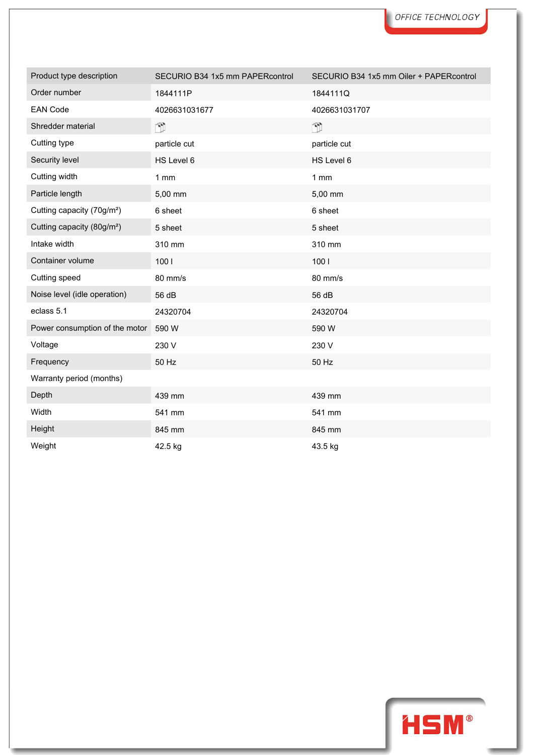| Product type description | SECURIO B34 1x5 mm PAPERcontrol | SECURIO B34 1x5 mm Oiler + PAPERcontrol |
|---|---|---|
| Order number | 1844111P | 1844111Q |
| EAN Code | 4026631031677 | 4026631031707 |
| Shredder material | | |
| Cutting type | particle cut | particle cut |
| Security level | HS Level 6 | HS Level 6 |
| Cutting width | 1 mm | 1 mm |
| Particle length | 5,00 mm | 5,00 mm |
| Cutting capacity (70g/m²) | 6 sheet | 6 sheet |
| Cutting capacity (80g/m²) | 5 sheet | 5 sheet |
| Intake width | 310 mm | 310 mm |
| Container volume | 100 l | 100 l |
| Cutting speed | 80 mm/s | 80 mm/s |
| Noise level (idle operation) | 56 dB | 56 dB |
| eclass 5.1 | 24320704 | 24320704 |
| Power consumption of the motor | 590 W | 590 W |
| Voltage | 230 V | 230 V |
| Frequency | 50 Hz | 50 Hz |
| Warranty period (months) | | |
| Depth | 439 mm | 439 mm |
| Width | 541 mm | 541 mm |
| Height | 845 mm | 845 mm |
| Weight | 42.5 kg | 43.5 kg |